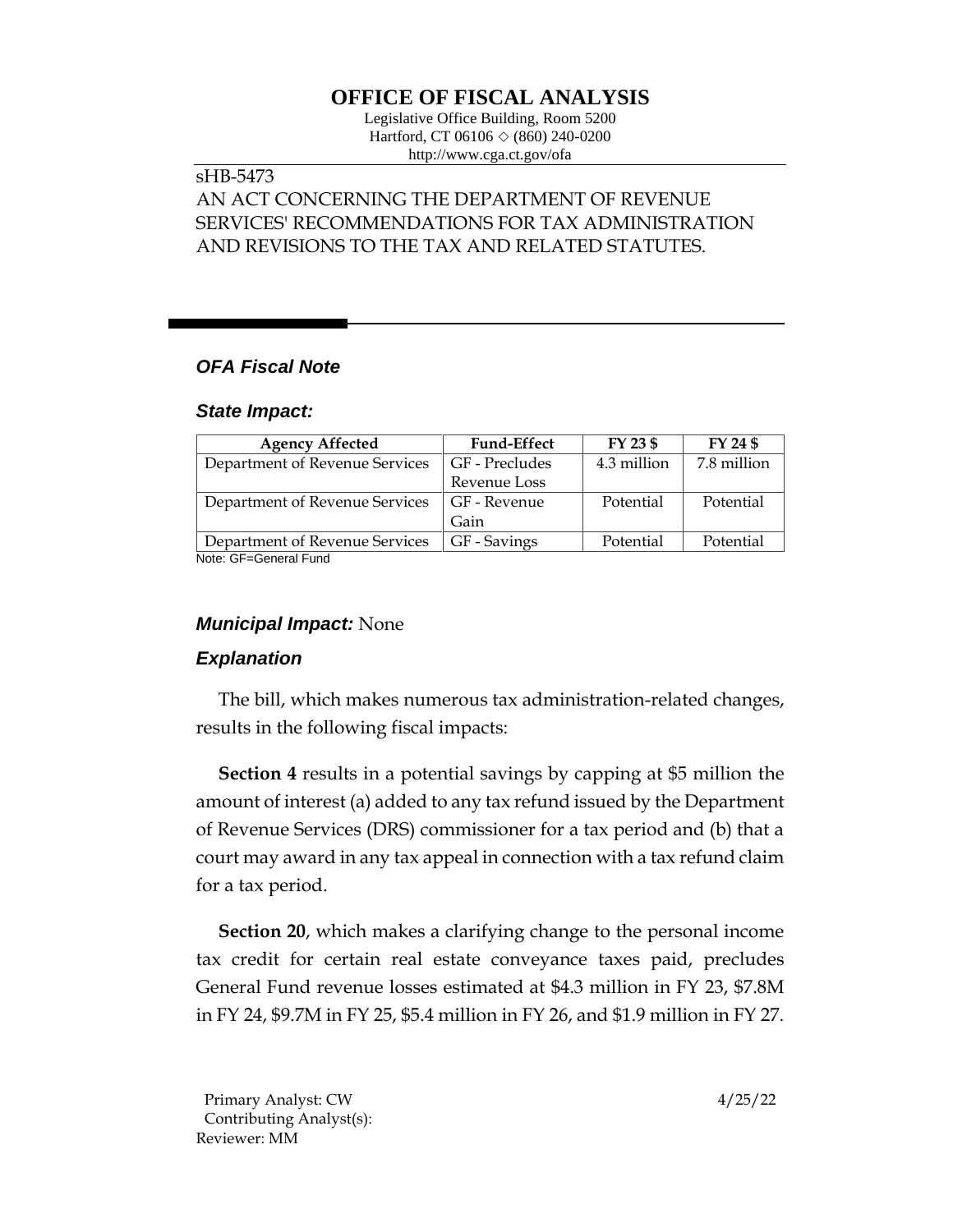# OFFICE OF FISCAL ANALYSIS

Legislative Office Building, Room 5200
Hartford, CT 06106 ◇ (860) 240-0200
http://www.cga.ct.gov/ofa

sHB-5473
AN ACT CONCERNING THE DEPARTMENT OF REVENUE SERVICES' RECOMMENDATIONS FOR TAX ADMINISTRATION AND REVISIONS TO THE TAX AND RELATED STATUTES.

## *OFA Fiscal Note*

### *State Impact:*

| Agency Affected | Fund-Effect | FY 23 $ | FY 24 $ |
|---|---|---|---|
| Department of Revenue Services | GF - Precludes Revenue Loss | 4.3 million | 7.8 million |
| Department of Revenue Services | GF - Revenue Gain | Potential | Potential |
| Department of Revenue Services | GF - Savings | Potential | Potential |

Note: GF=General Fund

### *Municipal Impact:* None

### *Explanation*

The bill, which makes numerous tax administration-related changes, results in the following fiscal impacts:

**Section 4** results in a potential savings by capping at $5 million the amount of interest (a) added to any tax refund issued by the Department of Revenue Services (DRS) commissioner for a tax period and (b) that a court may award in any tax appeal in connection with a tax refund claim for a tax period.

**Section 20**, which makes a clarifying change to the personal income tax credit for certain real estate conveyance taxes paid, precludes General Fund revenue losses estimated at $4.3 million in FY 23, $7.8M in FY 24, $9.7M in FY 25, $5.4 million in FY 26, and $1.9 million in FY 27.

Primary Analyst: CW
Contributing Analyst(s):
Reviewer: MM

4/25/22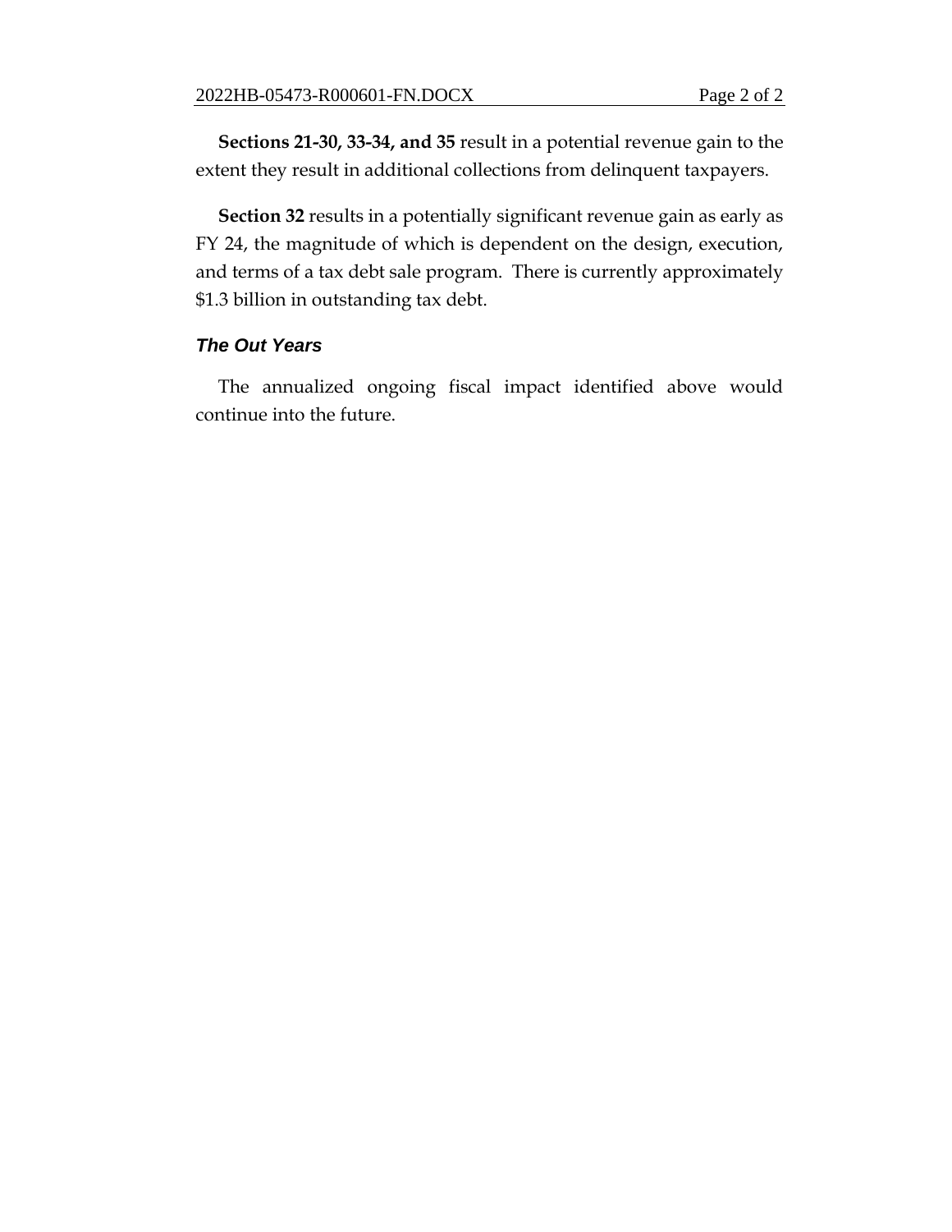**Sections 21-30, 33-34, and 35** result in a potential revenue gain to the extent they result in additional collections from delinquent taxpayers.

**Section 32** results in a potentially significant revenue gain as early as FY 24, the magnitude of which is dependent on the design, execution, and terms of a tax debt sale program. There is currently approximately $1.3 billion in outstanding tax debt.

### *The Out Years*

The annualized ongoing fiscal impact identified above would continue into the future.